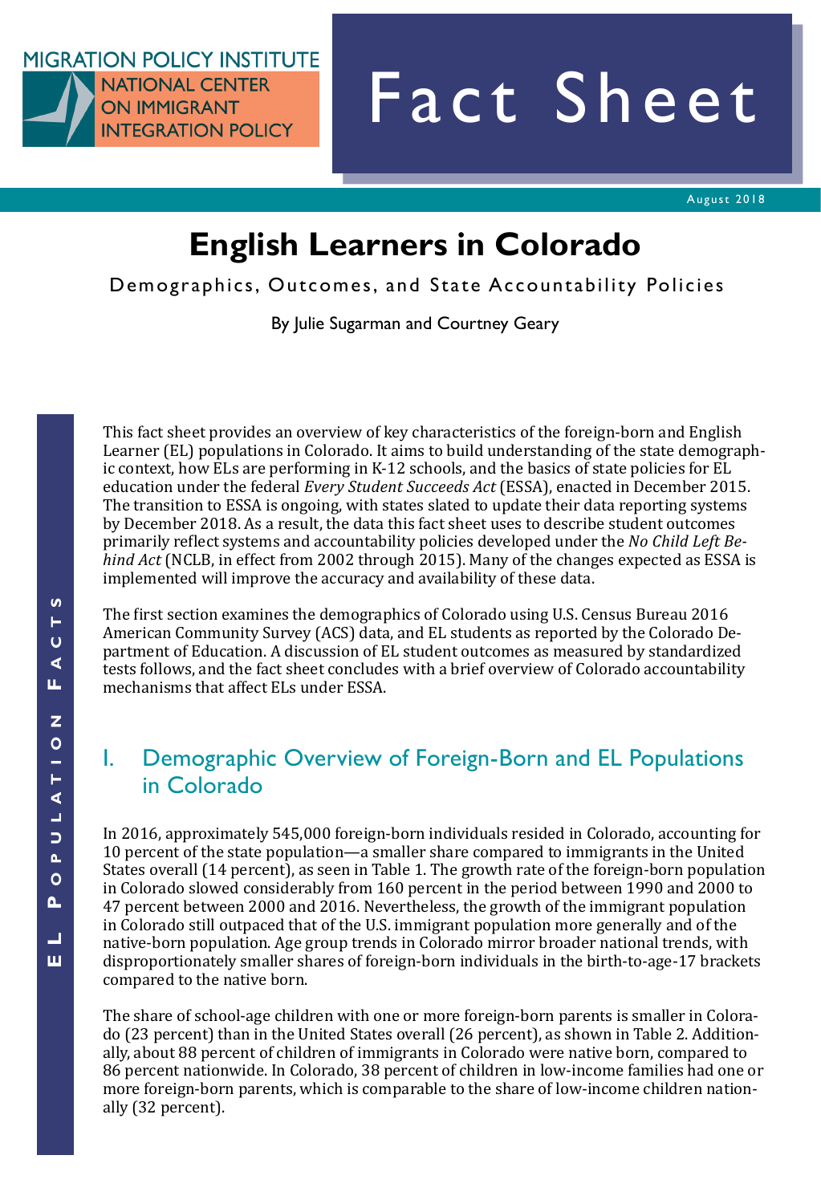MIGRATION POLICY INSTITUTE

NATIONAL CENTER ON IMMIGRANT INTEGRATION POLICY

Fact Sheet

August 2018

# English Learners in Colorado

## Demographics, Outcomes, and State Accountability Policies

By Julie Sugarman and Courtney Geary

This fact sheet provides an overview of key characteristics of the foreign-born and English Learner (EL) populations in Colorado. It aims to build understanding of the state demographic context, how ELs are performing in K-12 schools, and the basics of state policies for EL education under the federal *Every Student Succeeds Act* (ESSA), enacted in December 2015. The transition to ESSA is ongoing, with states slated to update their data reporting systems by December 2018. As a result, the data this fact sheet uses to describe student outcomes primarily reflect systems and accountability policies developed under the *No Child Left Behind Act* (NCLB, in effect from 2002 through 2015). Many of the changes expected as ESSA is implemented will improve the accuracy and availability of these data.

The first section examines the demographics of Colorado using U.S. Census Bureau 2016 American Community Survey (ACS) data, and EL students as reported by the Colorado Department of Education. A discussion of EL student outcomes as measured by standardized tests follows, and the fact sheet concludes with a brief overview of Colorado accountability mechanisms that affect ELs under ESSA.

## I. Demographic Overview of Foreign-Born and EL Populations in Colorado

In 2016, approximately 545,000 foreign-born individuals resided in Colorado, accounting for 10 percent of the state population—a smaller share compared to immigrants in the United States overall (14 percent), as seen in Table 1. The growth rate of the foreign-born population in Colorado slowed considerably from 160 percent in the period between 1990 and 2000 to 47 percent between 2000 and 2016. Nevertheless, the growth of the immigrant population in Colorado still outpaced that of the U.S. immigrant population more generally and of the native-born population. Age group trends in Colorado mirror broader national trends, with disproportionately smaller shares of foreign-born individuals in the birth-to-age-17 brackets compared to the native born.

The share of school-age children with one or more foreign-born parents is smaller in Colorado (23 percent) than in the United States overall (26 percent), as shown in Table 2. Additionally, about 88 percent of children of immigrants in Colorado were native born, compared to 86 percent nationwide. In Colorado, 38 percent of children in low-income families had one or more foreign-born parents, which is comparable to the share of low-income children nationally (32 percent).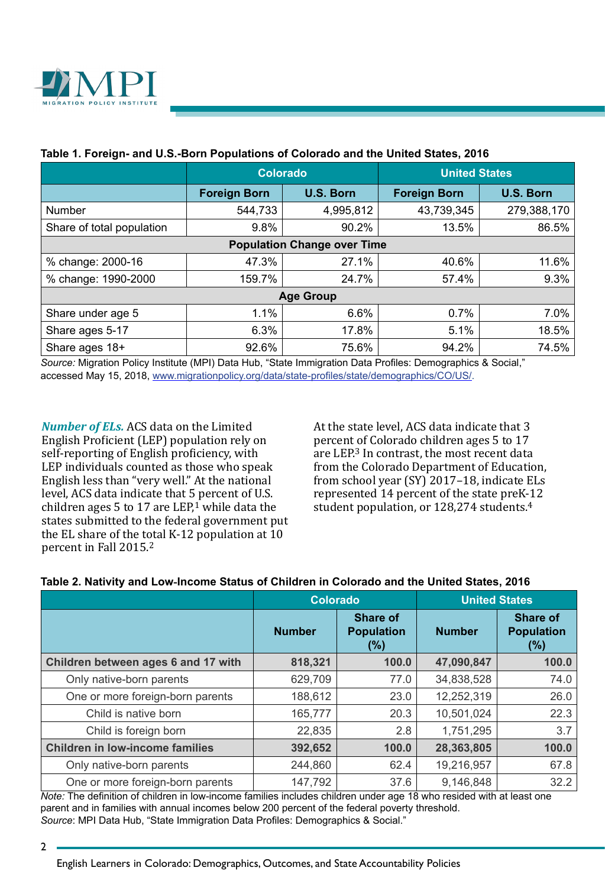**Table 1. Foreign- and U.S.-Born Populations of Colorado and the United States, 2016**

| | Colorado | | United States | |
|---|---|---|---|---|
| | Foreign Born | U.S. Born | Foreign Born | U.S. Born |
| Number | 544,733 | 4,995,812 | 43,739,345 | 279,388,170 |
| Share of total population | 9.8% | 90.2% | 13.5% | 86.5% |
| **Population Change over Time** | | | | |
| % change: 2000-16 | 47.3% | 27.1% | 40.6% | 11.6% |
| % change: 1990-2000 | 159.7% | 24.7% | 57.4% | 9.3% |
| **Age Group** | | | | |
| Share under age 5 | 1.1% | 6.6% | 0.7% | 7.0% |
| Share ages 5-17 | 6.3% | 17.8% | 5.1% | 18.5% |
| Share ages 18+ | 92.6% | 75.6% | 94.2% | 74.5% |

*Source:* Migration Policy Institute (MPI) Data Hub, "State Immigration Data Profiles: Demographics & Social," accessed May 15, 2018, www.migrationpolicy.org/data/state-profiles/state/demographics/CO/US/.

***Number of ELs.*** ACS data on the Limited English Proficient (LEP) population rely on self-reporting of English proficiency, with LEP individuals counted as those who speak English less than "very well." At the national level, ACS data indicate that 5 percent of U.S. children ages 5 to 17 are LEP,[1] while data the states submitted to the federal government put the EL share of the total K-12 population at 10 percent in Fall 2015.[2]

At the state level, ACS data indicate that 3 percent of Colorado children ages 5 to 17 are LEP.[3] In contrast, the most recent data from the Colorado Department of Education, from school year (SY) 2017–18, indicate ELs represented 14 percent of the state preK-12 student population, or 128,274 students.[4]

**Table 2. Nativity and Low-Income Status of Children in Colorado and the United States, 2016**

| | Colorado | | United States | |
|---|---|---|---|---|
| | Number | Share of Population (%) | Number | Share of Population (%) |
| **Children between ages 6 and 17 with** | **818,321** | **100.0** | **47,090,847** | **100.0** |
| Only native-born parents | 629,709 | 77.0 | 34,838,528 | 74.0 |
| One or more foreign-born parents | 188,612 | 23.0 | 12,252,319 | 26.0 |
| Child is native born | 165,777 | 20.3 | 10,501,024 | 22.3 |
| Child is foreign born | 22,835 | 2.8 | 1,751,295 | 3.7 |
| **Children in low-income families** | **392,652** | **100.0** | **28,363,805** | **100.0** |
| Only native-born parents | 244,860 | 62.4 | 19,216,957 | 67.8 |
| One or more foreign-born parents | 147,792 | 37.6 | 9,146,848 | 32.2 |

*Note:* The definition of children in low-income families includes children under age 18 who resided with at least one parent and in families with annual incomes below 200 percent of the federal poverty threshold.
*Source*: MPI Data Hub, "State Immigration Data Profiles: Demographics & Social."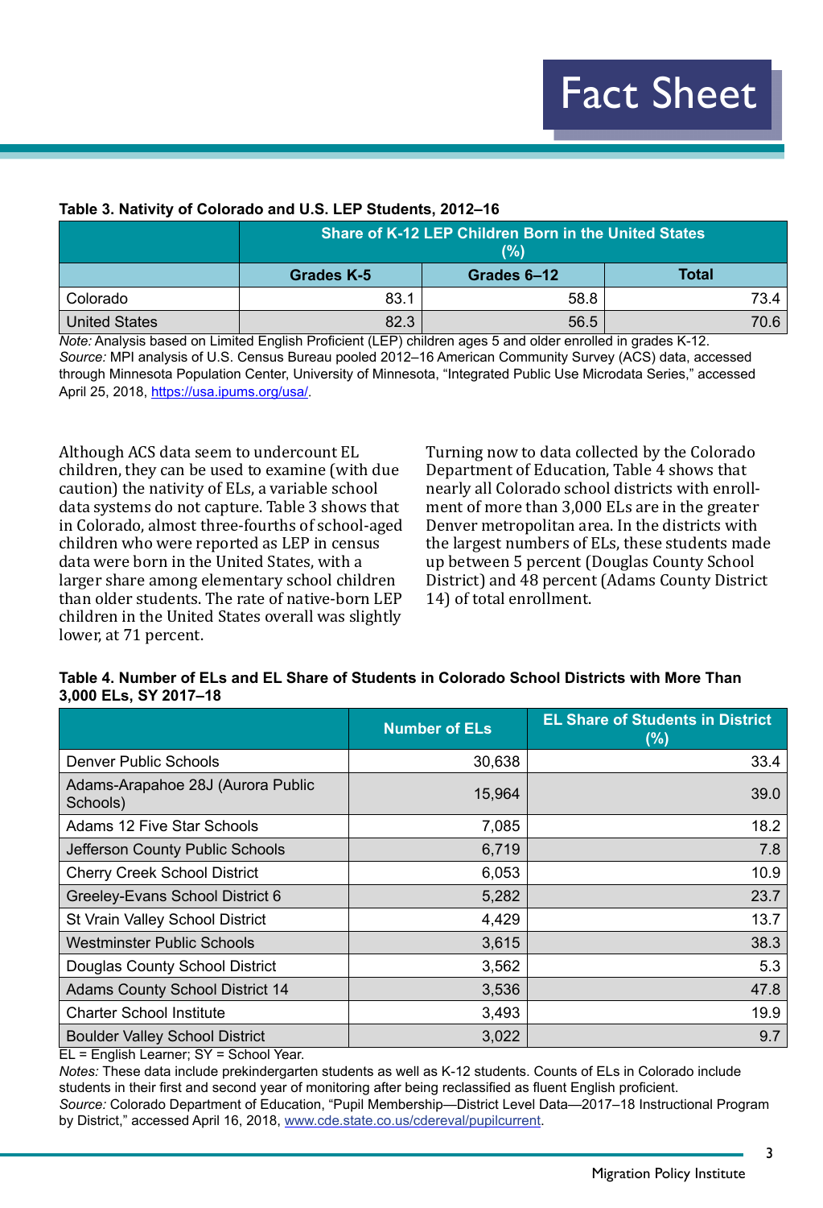**Table 3. Nativity of Colorado and U.S. LEP Students, 2012–16**

| | Share of K-12 LEP Children Born in the United States (%) | | |
|---|---|---|---|
| | Grades K-5 | Grades 6–12 | Total |
| Colorado | 83.1 | 58.8 | 73.4 |
| United States | 82.3 | 56.5 | 70.6 |

*Note:* Analysis based on Limited English Proficient (LEP) children ages 5 and older enrolled in grades K-12.
*Source:* MPI analysis of U.S. Census Bureau pooled 2012–16 American Community Survey (ACS) data, accessed through Minnesota Population Center, University of Minnesota, "Integrated Public Use Microdata Series," accessed April 25, 2018, https://usa.ipums.org/usa/.

Although ACS data seem to undercount EL children, they can be used to examine (with due caution) the nativity of ELs, a variable school data systems do not capture. Table 3 shows that in Colorado, almost three-fourths of school-aged children who were reported as LEP in census data were born in the United States, with a larger share among elementary school children than older students. The rate of native-born LEP children in the United States overall was slightly lower, at 71 percent.

Turning now to data collected by the Colorado Department of Education, Table 4 shows that nearly all Colorado school districts with enrollment of more than 3,000 ELs are in the greater Denver metropolitan area. In the districts with the largest numbers of ELs, these students made up between 5 percent (Douglas County School District) and 48 percent (Adams County District 14) of total enrollment.

**Table 4. Number of ELs and EL Share of Students in Colorado School Districts with More Than 3,000 ELs, SY 2017–18**

| | Number of ELs | EL Share of Students in District (%) |
|---|---|---|
| Denver Public Schools | 30,638 | 33.4 |
| Adams-Arapahoe 28J (Aurora Public Schools) | 15,964 | 39.0 |
| Adams 12 Five Star Schools | 7,085 | 18.2 |
| Jefferson County Public Schools | 6,719 | 7.8 |
| Cherry Creek School District | 6,053 | 10.9 |
| Greeley-Evans School District 6 | 5,282 | 23.7 |
| St Vrain Valley School District | 4,429 | 13.7 |
| Westminster Public Schools | 3,615 | 38.3 |
| Douglas County School District | 3,562 | 5.3 |
| Adams County School District 14 | 3,536 | 47.8 |
| Charter School Institute | 3,493 | 19.9 |
| Boulder Valley School District | 3,022 | 9.7 |

EL = English Learner; SY = School Year.
*Notes:* These data include prekindergarten students as well as K-12 students. Counts of ELs in Colorado include students in their first and second year of monitoring after being reclassified as fluent English proficient.
*Source:* Colorado Department of Education, "Pupil Membership—District Level Data—2017–18 Instructional Program by District," accessed April 16, 2018, www.cde.state.co.us/cdereval/pupilcurrent.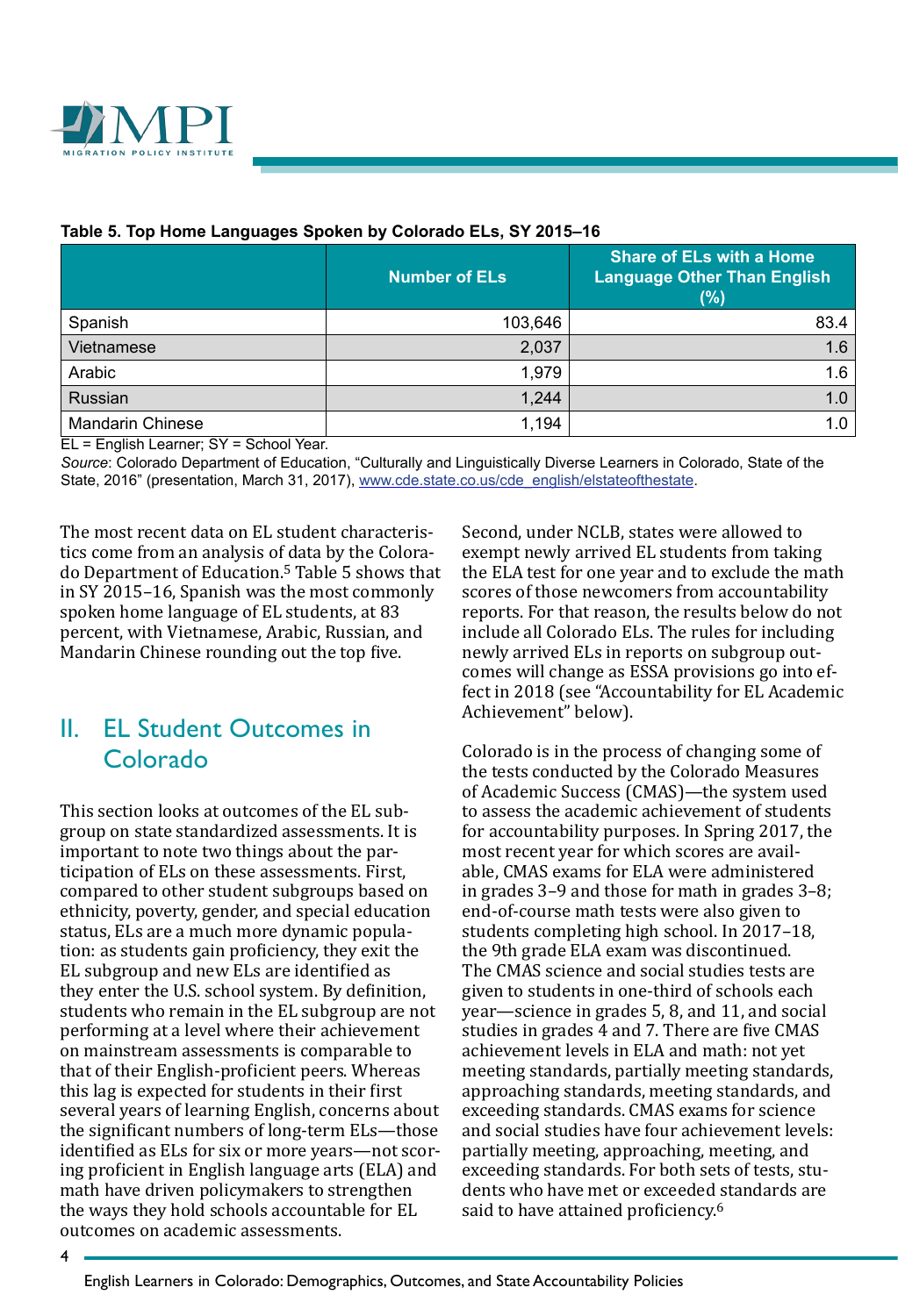**Table 5. Top Home Languages Spoken by Colorado ELs, SY 2015–16**

| | Number of ELs | Share of ELs with a Home Language Other Than English (%) |
|---|---|---|
| Spanish | 103,646 | 83.4 |
| Vietnamese | 2,037 | 1.6 |
| Arabic | 1,979 | 1.6 |
| Russian | 1,244 | 1.0 |
| Mandarin Chinese | 1,194 | 1.0 |

EL = English Learner; SY = School Year.

*Source*: Colorado Department of Education, "Culturally and Linguistically Diverse Learners in Colorado, State of the State, 2016" (presentation, March 31, 2017), www.cde.state.co.us/cde_english/elstateofthestate.

The most recent data on EL student characteristics come from an analysis of data by the Colorado Department of Education.[5] Table 5 shows that in SY 2015–16, Spanish was the most commonly spoken home language of EL students, at 83 percent, with Vietnamese, Arabic, Russian, and Mandarin Chinese rounding out the top five.

## II. EL Student Outcomes in Colorado

This section looks at outcomes of the EL subgroup on state standardized assessments. It is important to note two things about the participation of ELs on these assessments. First, compared to other student subgroups based on ethnicity, poverty, gender, and special education status, ELs are a much more dynamic population: as students gain proficiency, they exit the EL subgroup and new ELs are identified as they enter the U.S. school system. By definition, students who remain in the EL subgroup are not performing at a level where their achievement on mainstream assessments is comparable to that of their English-proficient peers. Whereas this lag is expected for students in their first several years of learning English, concerns about the significant numbers of long-term ELs—those identified as ELs for six or more years—not scoring proficient in English language arts (ELA) and math have driven policymakers to strengthen the ways they hold schools accountable for EL outcomes on academic assessments.

Second, under NCLB, states were allowed to exempt newly arrived EL students from taking the ELA test for one year and to exclude the math scores of those newcomers from accountability reports. For that reason, the results below do not include all Colorado ELs. The rules for including newly arrived ELs in reports on subgroup outcomes will change as ESSA provisions go into effect in 2018 (see "Accountability for EL Academic Achievement" below).

Colorado is in the process of changing some of the tests conducted by the Colorado Measures of Academic Success (CMAS)—the system used to assess the academic achievement of students for accountability purposes. In Spring 2017, the most recent year for which scores are available, CMAS exams for ELA were administered in grades 3–9 and those for math in grades 3–8; end-of-course math tests were also given to students completing high school. In 2017–18, the 9th grade ELA exam was discontinued. The CMAS science and social studies tests are given to students in one-third of schools each year—science in grades 5, 8, and 11, and social studies in grades 4 and 7. There are five CMAS achievement levels in ELA and math: not yet meeting standards, partially meeting standards, approaching standards, meeting standards, and exceeding standards. CMAS exams for science and social studies have four achievement levels: partially meeting, approaching, meeting, and exceeding standards. For both sets of tests, students who have met or exceeded standards are said to have attained proficiency.[6]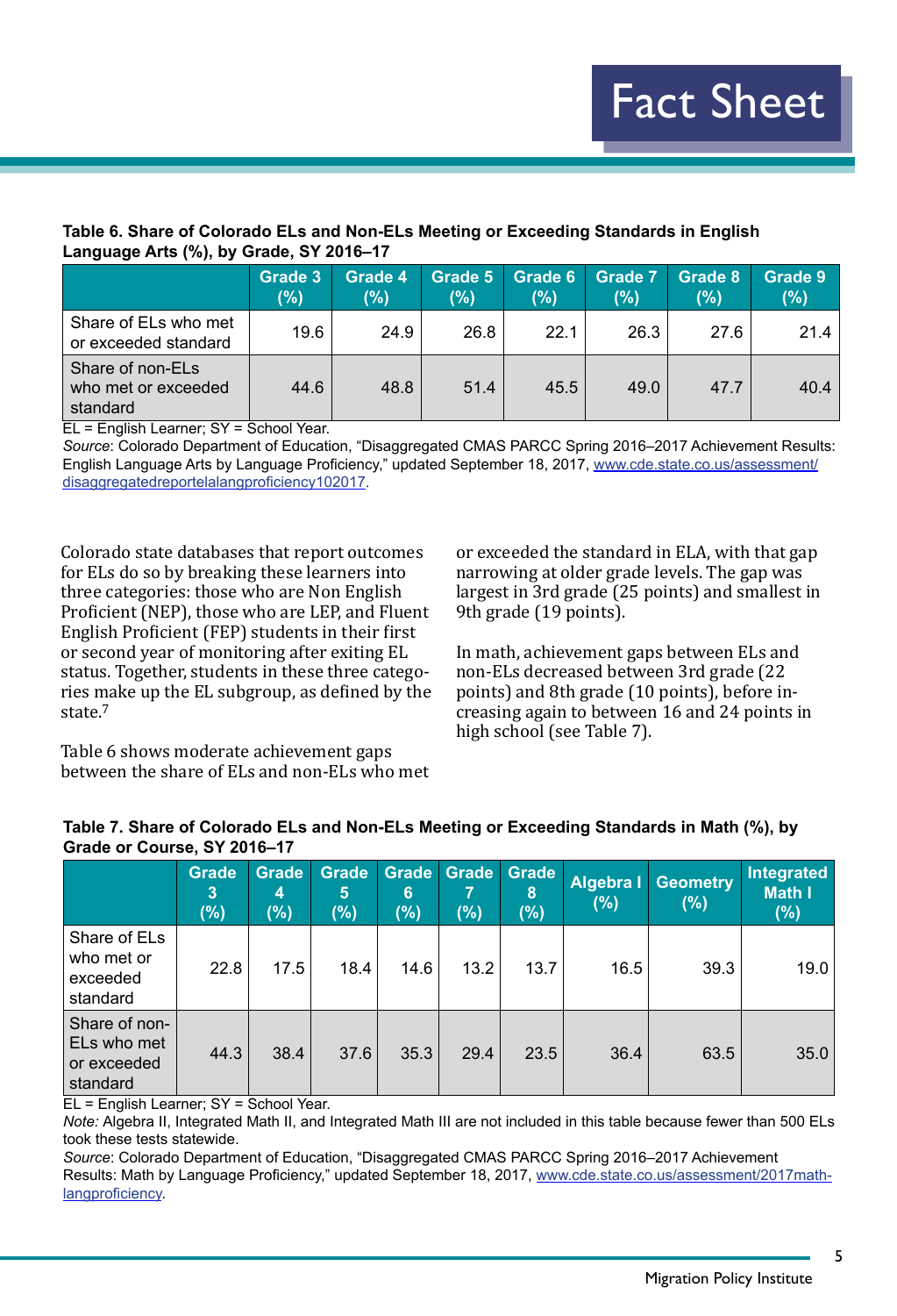**Table 6. Share of Colorado ELs and Non-ELs Meeting or Exceeding Standards in English Language Arts (%), by Grade, SY 2016–17**

| | Grade 3 (%) | Grade 4 (%) | Grade 5 (%) | Grade 6 (%) | Grade 7 (%) | Grade 8 (%) | Grade 9 (%) |
|---|---|---|---|---|---|---|---|
| Share of ELs who met or exceeded standard | 19.6 | 24.9 | 26.8 | 22.1 | 26.3 | 27.6 | 21.4 |
| Share of non-ELs who met or exceeded standard | 44.6 | 48.8 | 51.4 | 45.5 | 49.0 | 47.7 | 40.4 |

EL = English Learner; SY = School Year.

*Source*: Colorado Department of Education, "Disaggregated CMAS PARCC Spring 2016–2017 Achievement Results: English Language Arts by Language Proficiency," updated September 18, 2017, www.cde.state.co.us/assessment/disaggregatedreportelalangproficiency102017.

Colorado state databases that report outcomes for ELs do so by breaking these learners into three categories: those who are Non English Proficient (NEP), those who are LEP, and Fluent English Proficient (FEP) students in their first or second year of monitoring after exiting EL status. Together, students in these three categories make up the EL subgroup, as defined by the state.[7]

Table 6 shows moderate achievement gaps between the share of ELs and non-ELs who met or exceeded the standard in ELA, with that gap narrowing at older grade levels. The gap was largest in 3rd grade (25 points) and smallest in 9th grade (19 points).

In math, achievement gaps between ELs and non-ELs decreased between 3rd grade (22 points) and 8th grade (10 points), before increasing again to between 16 and 24 points in high school (see Table 7).

**Table 7. Share of Colorado ELs and Non-ELs Meeting or Exceeding Standards in Math (%), by Grade or Course, SY 2016–17**

| | Grade 3 (%) | Grade 4 (%) | Grade 5 (%) | Grade 6 (%) | Grade 7 (%) | Grade 8 (%) | Algebra I (%) | Geometry (%) | Integrated Math I (%) |
|---|---|---|---|---|---|---|---|---|---|
| Share of ELs who met or exceeded standard | 22.8 | 17.5 | 18.4 | 14.6 | 13.2 | 13.7 | 16.5 | 39.3 | 19.0 |
| Share of non-ELs who met or exceeded standard | 44.3 | 38.4 | 37.6 | 35.3 | 29.4 | 23.5 | 36.4 | 63.5 | 35.0 |

EL = English Learner; SY = School Year.

*Note:* Algebra II, Integrated Math II, and Integrated Math III are not included in this table because fewer than 500 ELs took these tests statewide.

*Source*: Colorado Department of Education, "Disaggregated CMAS PARCC Spring 2016–2017 Achievement Results: Math by Language Proficiency," updated September 18, 2017, www.cde.state.co.us/assessment/2017math-langproficiency.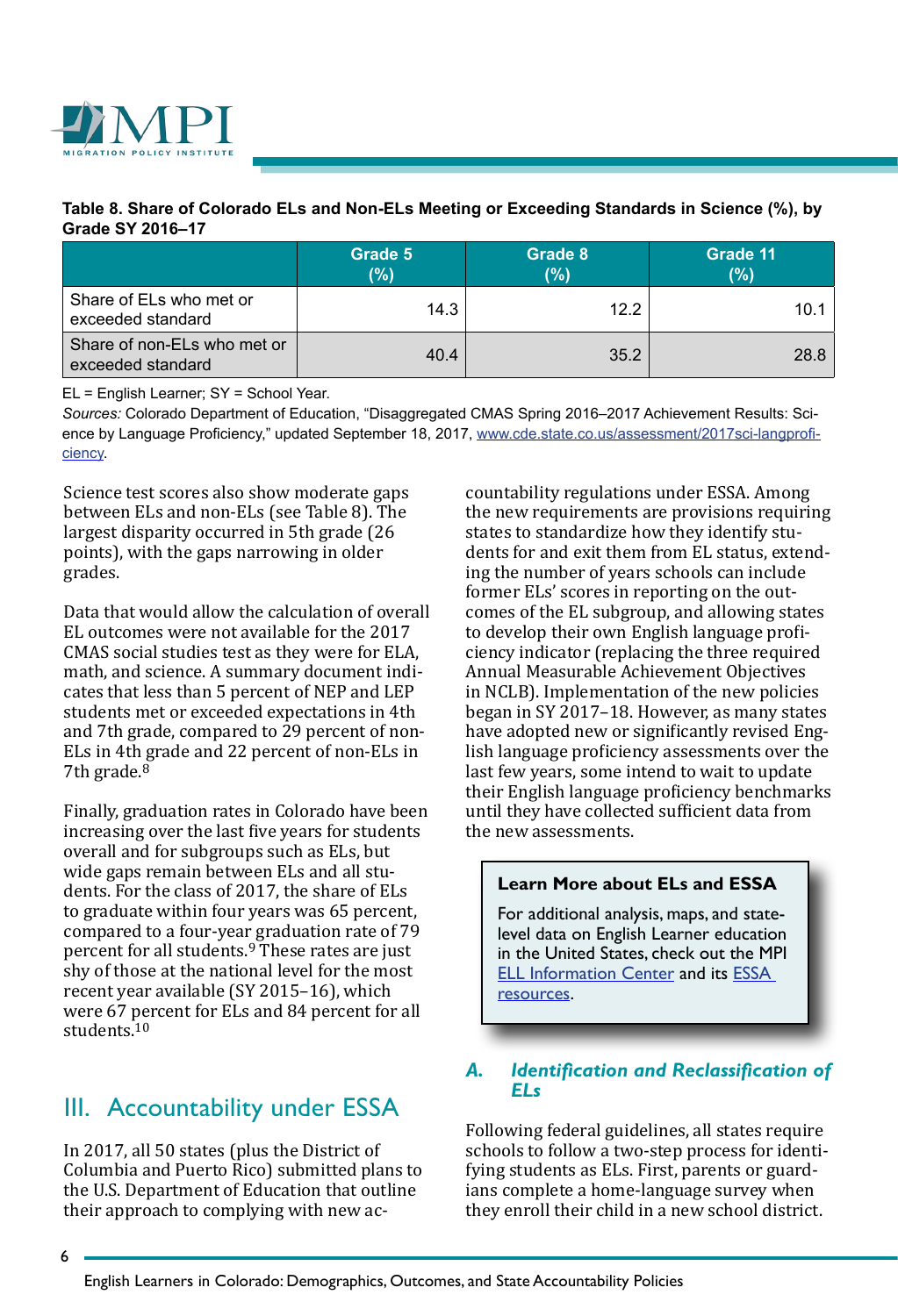**Table 8. Share of Colorado ELs and Non-ELs Meeting or Exceeding Standards in Science (%), by Grade SY 2016–17**

| | Grade 5 (%) | Grade 8 (%) | Grade 11 (%) |
|---|---|---|---|
| Share of ELs who met or exceeded standard | 14.3 | 12.2 | 10.1 |
| Share of non-ELs who met or exceeded standard | 40.4 | 35.2 | 28.8 |

EL = English Learner; SY = School Year.

*Sources:* Colorado Department of Education, "Disaggregated CMAS Spring 2016–2017 Achievement Results: Science by Language Proficiency," updated September 18, 2017, www.cde.state.co.us/assessment/2017sci-langproficiency.

Science test scores also show moderate gaps between ELs and non-ELs (see Table 8). The largest disparity occurred in 5th grade (26 points), with the gaps narrowing in older grades.

Data that would allow the calculation of overall EL outcomes were not available for the 2017 CMAS social studies test as they were for ELA, math, and science. A summary document indicates that less than 5 percent of NEP and LEP students met or exceeded expectations in 4th and 7th grade, compared to 29 percent of non-ELs in 4th grade and 22 percent of non-ELs in 7th grade.[8]

Finally, graduation rates in Colorado have been increasing over the last five years for students overall and for subgroups such as ELs, but wide gaps remain between ELs and all students. For the class of 2017, the share of ELs to graduate within four years was 65 percent, compared to a four-year graduation rate of 79 percent for all students.[9] These rates are just shy of those at the national level for the most recent year available (SY 2015–16), which were 67 percent for ELs and 84 percent for all students.[10]

## III. Accountability under ESSA

In 2017, all 50 states (plus the District of Columbia and Puerto Rico) submitted plans to the U.S. Department of Education that outline their approach to complying with new accountability regulations under ESSA. Among the new requirements are provisions requiring states to standardize how they identify students for and exit them from EL status, extending the number of years schools can include former ELs' scores in reporting on the outcomes of the EL subgroup, and allowing states to develop their own English language proficiency indicator (replacing the three required Annual Measurable Achievement Objectives in NCLB). Implementation of the new policies began in SY 2017–18. However, as many states have adopted new or significantly revised English language proficiency assessments over the last few years, some intend to wait to update their English language proficiency benchmarks until they have collected sufficient data from the new assessments.

> **Learn More about ELs and ESSA**
>
> For additional analysis, maps, and state-level data on English Learner education in the United States, check out the MPI ELL Information Center and its ESSA resources.

### *A. Identification and Reclassification of ELs*

Following federal guidelines, all states require schools to follow a two-step process for identifying students as ELs. First, parents or guardians complete a home-language survey when they enroll their child in a new school district.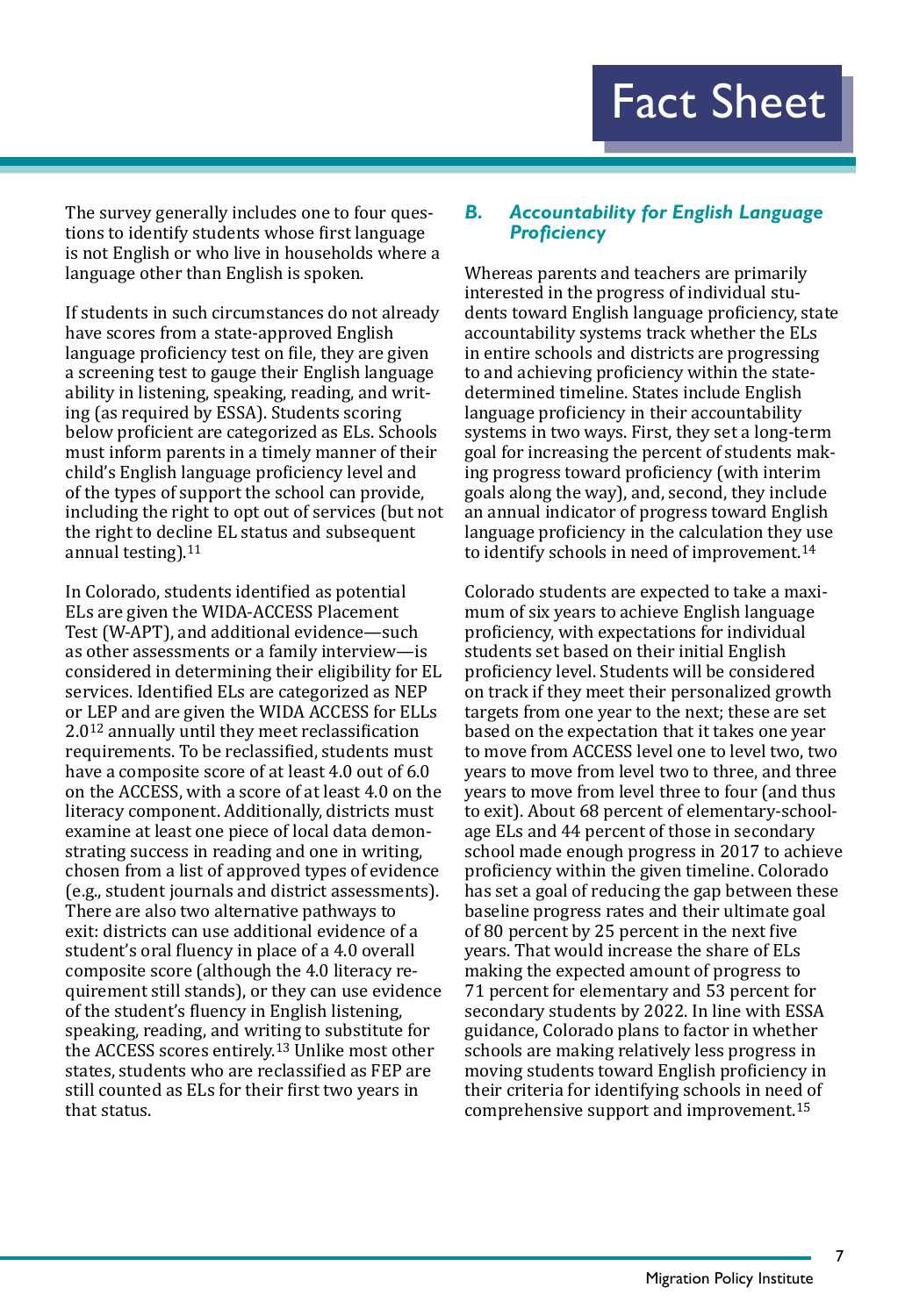The survey generally includes one to four questions to identify students whose first language is not English or who live in households where a language other than English is spoken.

If students in such circumstances do not already have scores from a state-approved English language proficiency test on file, they are given a screening test to gauge their English language ability in listening, speaking, reading, and writing (as required by ESSA). Students scoring below proficient are categorized as ELs. Schools must inform parents in a timely manner of their child's English language proficiency level and of the types of support the school can provide, including the right to opt out of services (but not the right to decline EL status and subsequent annual testing).[11]

In Colorado, students identified as potential ELs are given the WIDA-ACCESS Placement Test (W-APT), and additional evidence—such as other assessments or a family interview—is considered in determining their eligibility for EL services. Identified ELs are categorized as NEP or LEP and are given the WIDA ACCESS for ELLs 2.0[12] annually until they meet reclassification requirements. To be reclassified, students must have a composite score of at least 4.0 out of 6.0 on the ACCESS, with a score of at least 4.0 on the literacy component. Additionally, districts must examine at least one piece of local data demonstrating success in reading and one in writing, chosen from a list of approved types of evidence (e.g., student journals and district assessments). There are also two alternative pathways to exit: districts can use additional evidence of a student's oral fluency in place of a 4.0 overall composite score (although the 4.0 literacy requirement still stands), or they can use evidence of the student's fluency in English listening, speaking, reading, and writing to substitute for the ACCESS scores entirely.[13] Unlike most other states, students who are reclassified as FEP are still counted as ELs for their first two years in that status.

### *B. Accountability for English Language Proficiency*

Whereas parents and teachers are primarily interested in the progress of individual students toward English language proficiency, state accountability systems track whether the ELs in entire schools and districts are progressing to and achieving proficiency within the state-determined timeline. States include English language proficiency in their accountability systems in two ways. First, they set a long-term goal for increasing the percent of students making progress toward proficiency (with interim goals along the way), and, second, they include an annual indicator of progress toward English language proficiency in the calculation they use to identify schools in need of improvement.[14]

Colorado students are expected to take a maximum of six years to achieve English language proficiency, with expectations for individual students set based on their initial English proficiency level. Students will be considered on track if they meet their personalized growth targets from one year to the next; these are set based on the expectation that it takes one year to move from ACCESS level one to level two, two years to move from level two to three, and three years to move from level three to four (and thus to exit). About 68 percent of elementary-school-age ELs and 44 percent of those in secondary school made enough progress in 2017 to achieve proficiency within the given timeline. Colorado has set a goal of reducing the gap between these baseline progress rates and their ultimate goal of 80 percent by 25 percent in the next five years. That would increase the share of ELs making the expected amount of progress to 71 percent for elementary and 53 percent for secondary students by 2022. In line with ESSA guidance, Colorado plans to factor in whether schools are making relatively less progress in moving students toward English proficiency in their criteria for identifying schools in need of comprehensive support and improvement.[15]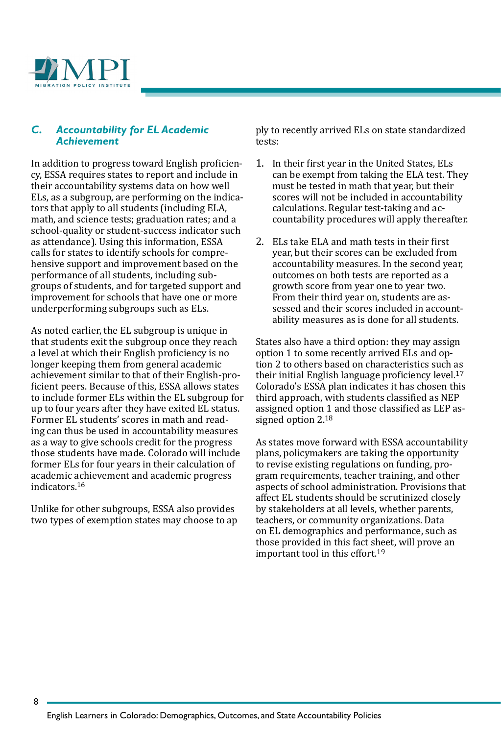## C. Accountability for EL Academic Achievement

In addition to progress toward English proficiency, ESSA requires states to report and include in their accountability systems data on how well ELs, as a subgroup, are performing on the indicators that apply to all students (including ELA, math, and science tests; graduation rates; and a school-quality or student-success indicator such as attendance). Using this information, ESSA calls for states to identify schools for comprehensive support and improvement based on the performance of all students, including subgroups of students, and for targeted support and improvement for schools that have one or more underperforming subgroups such as ELs.

As noted earlier, the EL subgroup is unique in that students exit the subgroup once they reach a level at which their English proficiency is no longer keeping them from general academic achievement similar to that of their English-proficient peers. Because of this, ESSA allows states to include former ELs within the EL subgroup for up to four years after they have exited EL status. Former EL students' scores in math and reading can thus be used in accountability measures as a way to give schools credit for the progress those students have made. Colorado will include former ELs for four years in their calculation of academic achievement and academic progress indicators.[16]

Unlike for other subgroups, ESSA also provides two types of exemption states may choose to apply to recently arrived ELs on state standardized tests:

1. In their first year in the United States, ELs can be exempt from taking the ELA test. They must be tested in math that year, but their scores will not be included in accountability calculations. Regular test-taking and accountability procedures will apply thereafter.
2. ELs take ELA and math tests in their first year, but their scores can be excluded from accountability measures. In the second year, outcomes on both tests are reported as a growth score from year one to year two. From their third year on, students are assessed and their scores included in accountability measures as is done for all students.

States also have a third option: they may assign option 1 to some recently arrived ELs and option 2 to others based on characteristics such as their initial English language proficiency level.[17] Colorado's ESSA plan indicates it has chosen this third approach, with students classified as NEP assigned option 1 and those classified as LEP assigned option 2.[18]

As states move forward with ESSA accountability plans, policymakers are taking the opportunity to revise existing regulations on funding, program requirements, teacher training, and other aspects of school administration. Provisions that affect EL students should be scrutinized closely by stakeholders at all levels, whether parents, teachers, or community organizations. Data on EL demographics and performance, such as those provided in this fact sheet, will prove an important tool in this effort.[19]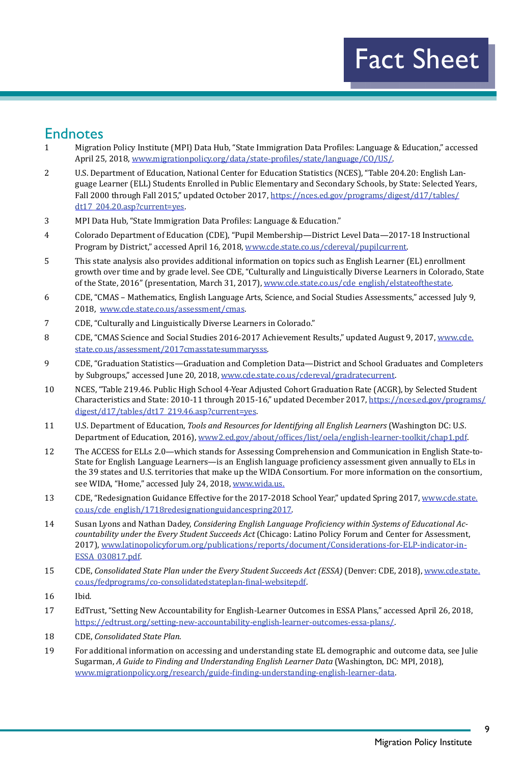## Endnotes

1. Migration Policy Institute (MPI) Data Hub, "State Immigration Data Profiles: Language & Education," accessed April 25, 2018, www.migrationpolicy.org/data/state-profiles/state/language/CO/US/.
2. U.S. Department of Education, National Center for Education Statistics (NCES), "Table 204.20: English Language Learner (ELL) Students Enrolled in Public Elementary and Secondary Schools, by State: Selected Years, Fall 2000 through Fall 2015," updated October 2017, https://nces.ed.gov/programs/digest/d17/tables/dt17_204.20.asp?current=yes.
3. MPI Data Hub, "State Immigration Data Profiles: Language & Education."
4. Colorado Department of Education (CDE), "Pupil Membership—District Level Data—2017-18 Instructional Program by District," accessed April 16, 2018, www.cde.state.co.us/cdereval/pupilcurrent.
5. This state analysis also provides additional information on topics such as English Learner (EL) enrollment growth over time and by grade level. See CDE, "Culturally and Linguistically Diverse Learners in Colorado, State of the State, 2016" (presentation, March 31, 2017), www.cde.state.co.us/cde_english/elstateofthestate.
6. CDE, "CMAS – Mathematics, English Language Arts, Science, and Social Studies Assessments," accessed July 9, 2018, www.cde.state.co.us/assessment/cmas.
7. CDE, "Culturally and Linguistically Diverse Learners in Colorado."
8. CDE, "CMAS Science and Social Studies 2016-2017 Achievement Results," updated August 9, 2017, www.cde.state.co.us/assessment/2017cmasstatesummarysss.
9. CDE, "Graduation Statistics—Graduation and Completion Data—District and School Graduates and Completers by Subgroups," accessed June 20, 2018, www.cde.state.co.us/cdereval/gradratecurrent.
10. NCES, "Table 219.46. Public High School 4-Year Adjusted Cohort Graduation Rate (ACGR), by Selected Student Characteristics and State: 2010-11 through 2015-16," updated December 2017, https://nces.ed.gov/programs/digest/d17/tables/dt17_219.46.asp?current=yes.
11. U.S. Department of Education, *Tools and Resources for Identifying all English Learners* (Washington DC: U.S. Department of Education, 2016), www2.ed.gov/about/offices/list/oela/english-learner-toolkit/chap1.pdf.
12. The ACCESS for ELLs 2.0—which stands for Assessing Comprehension and Communication in English State-to-State for English Language Learners—is an English language proficiency assessment given annually to ELs in the 39 states and U.S. territories that make up the WIDA Consortium. For more information on the consortium, see WIDA, "Home," accessed July 24, 2018, www.wida.us.
13. CDE, "Redesignation Guidance Effective for the 2017-2018 School Year," updated Spring 2017, www.cde.state.co.us/cde_english/1718redesignationguidancespring2017.
14. Susan Lyons and Nathan Dadey, *Considering English Language Proficiency within Systems of Educational Accountability under the Every Student Succeeds Act* (Chicago: Latino Policy Forum and Center for Assessment, 2017), www.latinopolicyforum.org/publications/reports/document/Considerations-for-ELP-indicator-in-ESSA_030817.pdf.
15. CDE, *Consolidated State Plan under the Every Student Succeeds Act (ESSA)* (Denver: CDE, 2018), www.cde.state.co.us/fedprograms/co-consolidatedstateplan-final-websitepdf.
16. Ibid.
17. EdTrust, "Setting New Accountability for English-Learner Outcomes in ESSA Plans," accessed April 26, 2018, https://edtrust.org/setting-new-accountability-english-learner-outcomes-essa-plans/.
18. CDE, *Consolidated State Plan*.
19. For additional information on accessing and understanding state EL demographic and outcome data, see Julie Sugarman, *A Guide to Finding and Understanding English Learner Data* (Washington, DC: MPI, 2018), www.migrationpolicy.org/research/guide-finding-understanding-english-learner-data.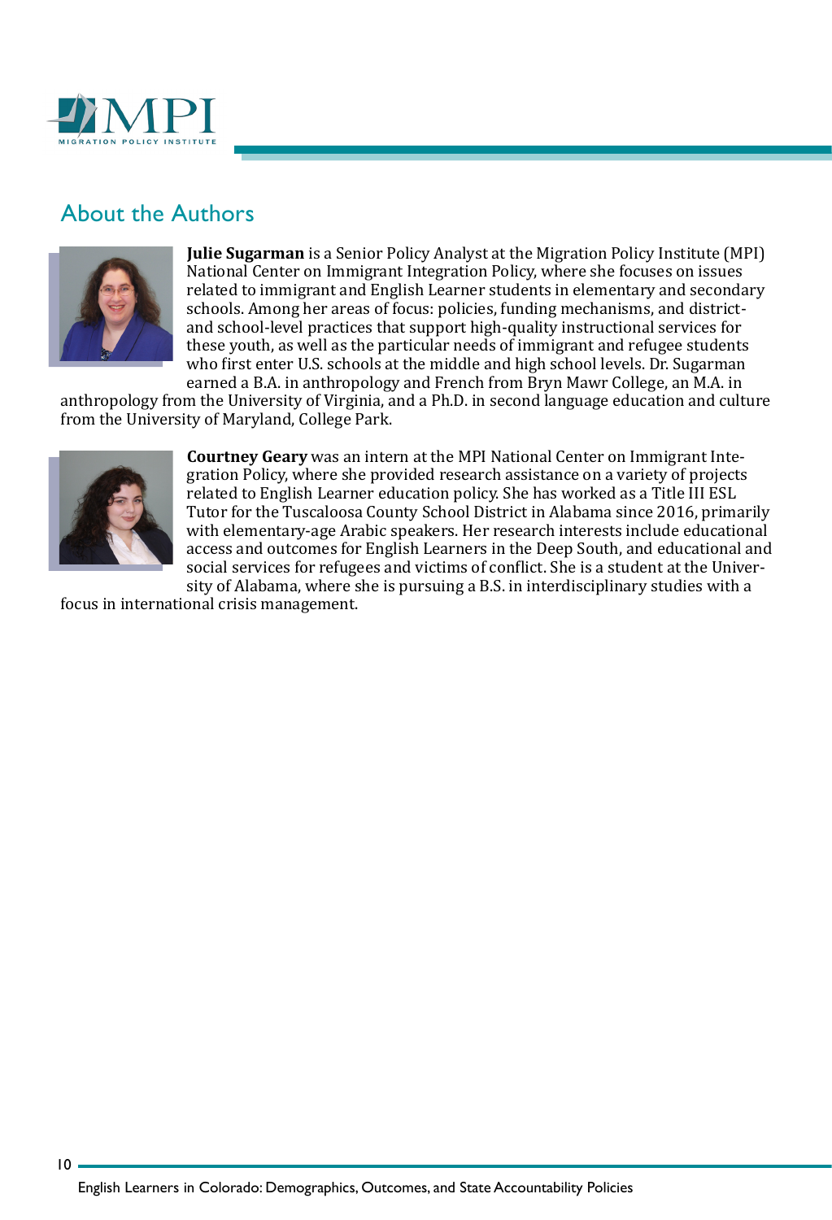## About the Authors

**Julie Sugarman** is a Senior Policy Analyst at the Migration Policy Institute (MPI) National Center on Immigrant Integration Policy, where she focuses on issues related to immigrant and English Learner students in elementary and secondary schools. Among her areas of focus: policies, funding mechanisms, and district- and school-level practices that support high-quality instructional services for these youth, as well as the particular needs of immigrant and refugee students who first enter U.S. schools at the middle and high school levels. Dr. Sugarman earned a B.A. in anthropology and French from Bryn Mawr College, an M.A. in anthropology from the University of Virginia, and a Ph.D. in second language education and culture from the University of Maryland, College Park.

**Courtney Geary** was an intern at the MPI National Center on Immigrant Integration Policy, where she provided research assistance on a variety of projects related to English Learner education policy. She has worked as a Title III ESL Tutor for the Tuscaloosa County School District in Alabama since 2016, primarily with elementary-age Arabic speakers. Her research interests include educational access and outcomes for English Learners in the Deep South, and educational and social services for refugees and victims of conflict. She is a student at the University of Alabama, where she is pursuing a B.S. in interdisciplinary studies with a focus in international crisis management.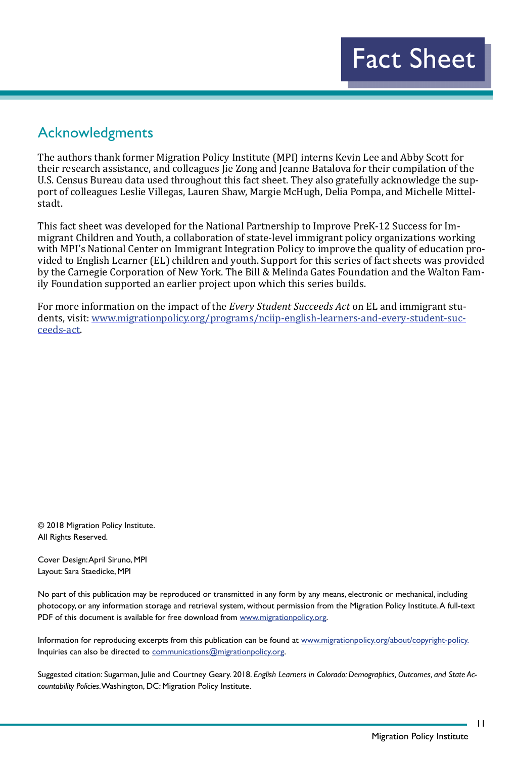## Acknowledgments

The authors thank former Migration Policy Institute (MPI) interns Kevin Lee and Abby Scott for their research assistance, and colleagues Jie Zong and Jeanne Batalova for their compilation of the U.S. Census Bureau data used throughout this fact sheet. They also gratefully acknowledge the support of colleagues Leslie Villegas, Lauren Shaw, Margie McHugh, Delia Pompa, and Michelle Mittelstadt.

This fact sheet was developed for the National Partnership to Improve PreK-12 Success for Immigrant Children and Youth, a collaboration of state-level immigrant policy organizations working with MPI's National Center on Immigrant Integration Policy to improve the quality of education provided to English Learner (EL) children and youth. Support for this series of fact sheets was provided by the Carnegie Corporation of New York. The Bill & Melinda Gates Foundation and the Walton Family Foundation supported an earlier project upon which this series builds.

For more information on the impact of the *Every Student Succeeds Act* on EL and immigrant students, visit: [www.migrationpolicy.org/programs/nciip-english-learners-and-every-student-succeeds-act](www.migrationpolicy.org/programs/nciip-english-learners-and-every-student-succeeds-act).

© 2018 Migration Policy Institute.
All Rights Reserved.

Cover Design: April Siruno, MPI
Layout: Sara Staedicke, MPI

No part of this publication may be reproduced or transmitted in any form by any means, electronic or mechanical, including photocopy, or any information storage and retrieval system, without permission from the Migration Policy Institute. A full-text PDF of this document is available for free download from [www.migrationpolicy.org](www.migrationpolicy.org).

Information for reproducing excerpts from this publication can be found at [www.migrationpolicy.org/about/copyright-policy](www.migrationpolicy.org/about/copyright-policy). Inquiries can also be directed to [communications@migrationpolicy.org](mailto:communications@migrationpolicy.org).

Suggested citation: Sugarman, Julie and Courtney Geary. 2018. *English Learners in Colorado: Demographics, Outcomes, and State Accountability Policies*. Washington, DC: Migration Policy Institute.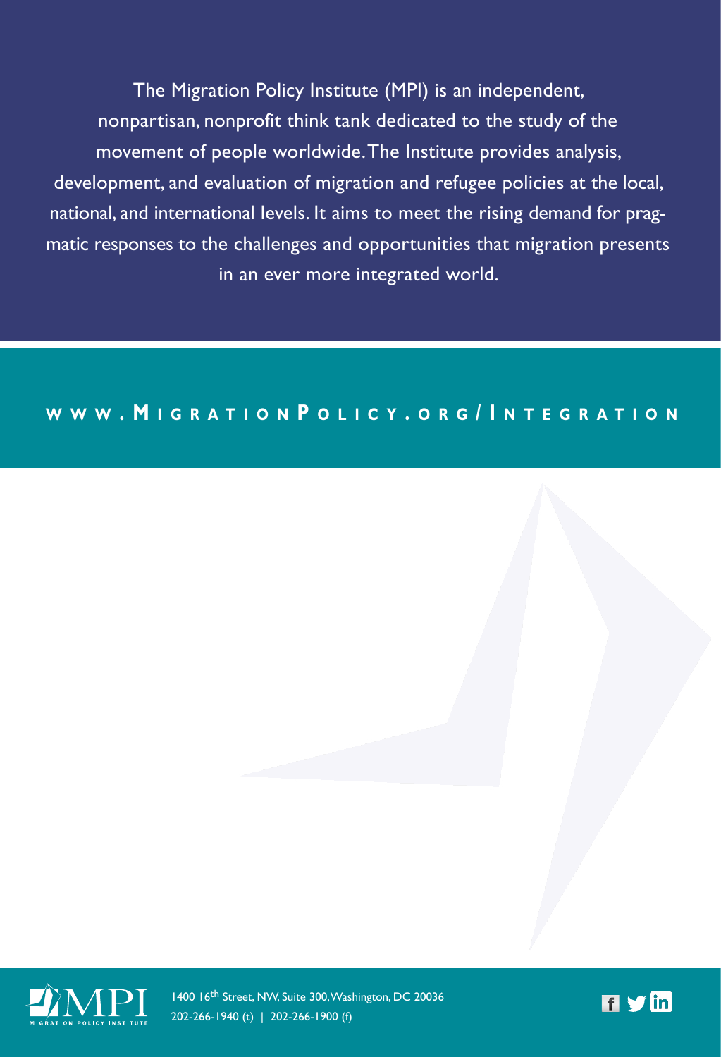The Migration Policy Institute (MPI) is an independent, nonpartisan, nonprofit think tank dedicated to the study of the movement of people worldwide. The Institute provides analysis, development, and evaluation of migration and refugee policies at the local, national, and international levels. It aims to meet the rising demand for pragmatic responses to the challenges and opportunities that migration presents in an ever more integrated world.

**WWW.MIGRATIONPOLICY.ORG/INTEGRATION**

MPI
MIGRATION POLICY INSTITUTE

1400 16th Street, NW, Suite 300, Washington, DC 20036
202-266-1940 (t) | 202-266-1900 (f)